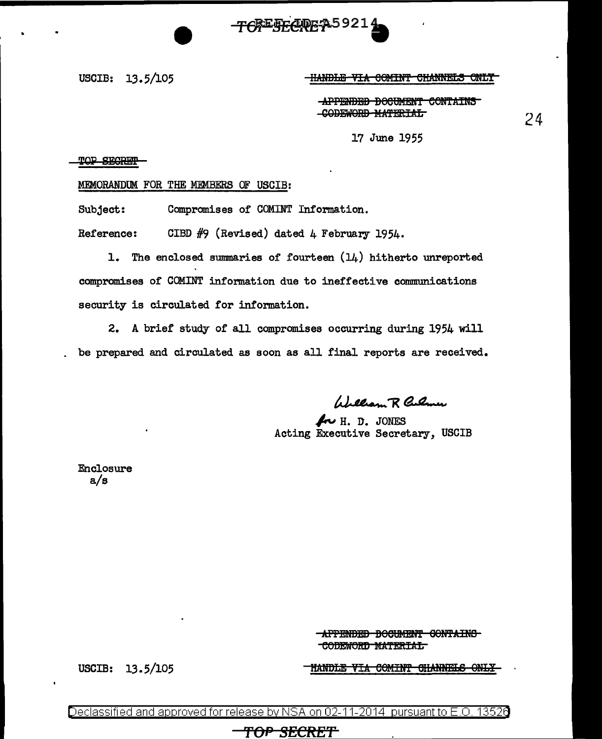USCIB: 13.5/105

~~HANDLE VIA COMINT CHANNELS ONLY~~

~~APPENDED DOCUMENT CONTAINS CODEWORD MATERIAL~~

17 June 1955

~~TOP SECRET~~

MEMORANDUM FOR THE MEMBERS OF USCIB:

Subject: Compromises of COMINT Information.

Reference: CIBD #9 (Revised) dated 4 February 1954.

1. The enclosed summaries of fourteen (14) hitherto unreported compromises of COMINT information due to ineffective communications security is circulated for information.

2. A brief study of all compromises occurring during 1954 will be prepared and circulated as soon as all final reports are received.

William R Culmer
for H. D. JONES
Acting Executive Secretary, USCIB

Enclosure
a/s

~~APPENDED DOCUMENT CONTAINS CODEWORD MATERIAL~~

USCIB: 13.5/105

~~HANDLE VIA COMINT CHANNELS ONLY~~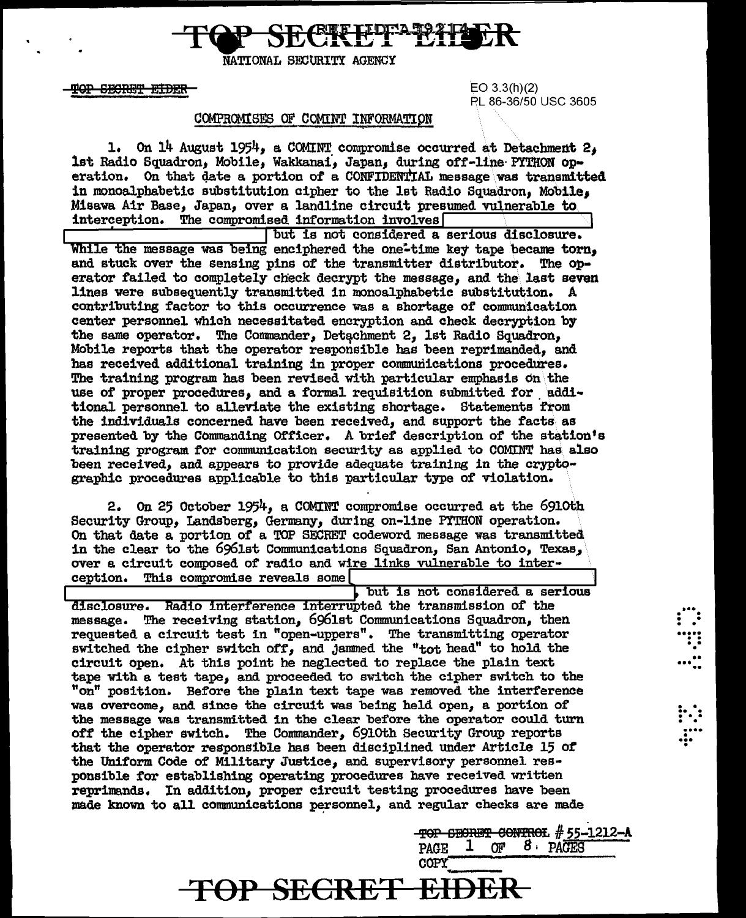NATIONAL SECURITY AGENCY

~~TOP SECRET EIDER~~

EO 3.3(h)(2)
PL 86-36/50 USC 3605

COMPROMISES OF COMINT INFORMATION

1. On 14 August 1954, a COMINT compromise occurred at Detachment 2, 1st Radio Squadron, Mobile, Wakkanai, Japan, during off-line PYTHON operation. On that date a portion of a CONFIDENTIAL message was transmitted in monoalphabetic substitution cipher to the 1st Radio Squadron, Mobile, Misawa Air Base, Japan, over a landline circuit presumed vulnerable to interception. The compromised information involves [REDACTED] but is not considered a serious disclosure. While the message was being enciphered the one-time key tape became torn, and stuck over the sensing pins of the transmitter distributor. The operator failed to completely check decrypt the message, and the last seven lines were subsequently transmitted in monoalphabetic substitution. A contributing factor to this occurrence was a shortage of communication center personnel which necessitated encryption and check decryption by the same operator. The Commander, Detachment 2, 1st Radio Squadron, Mobile reports that the operator responsible has been reprimanded, and has received additional training in proper communications procedures. The training program has been revised with particular emphasis on the use of proper procedures, and a formal requisition submitted for additional personnel to alleviate the existing shortage. Statements from the individuals concerned have been received, and support the facts as presented by the Commanding Officer. A brief description of the station's training program for communication security as applied to COMINT has also been received, and appears to provide adequate training in the cryptographic procedures applicable to this particular type of violation.

2. On 25 October 1954, a COMINT compromise occurred at the 6910th Security Group, Landsberg, Germany, during on-line PYTHON operation. On that date a portion of a TOP SECRET codeword message was transmitted in the clear to the 6961st Communications Squadron, San Antonio, Texas, over a circuit composed of radio and wire links vulnerable to interception. This compromise reveals some [REDACTED], but is not considered a serious disclosure. Radio interference interrupted the transmission of the message. The receiving station, 6961st Communications Squadron, then requested a circuit test in "open-uppers". The transmitting operator switched the cipher switch off, and jammed the "tot head" to hold the circuit open. At this point he neglected to replace the plain text tape with a test tape, and proceeded to switch the cipher switch to the "on" position. Before the plain text tape was removed the interference was overcome, and since the circuit was being held open, a portion of the message was transmitted in the clear before the operator could turn off the cipher switch. The Commander, 6910th Security Group reports that the operator responsible has been disciplined under Article 15 of the Uniform Code of Military Justice, and supervisory personnel responsible for establishing operating procedures have received written reprimands. In addition, proper circuit testing procedures have been made known to all communications personnel, and regular checks are made

~~TOP SECRET CONTROL~~ # 55-1212-A
COPY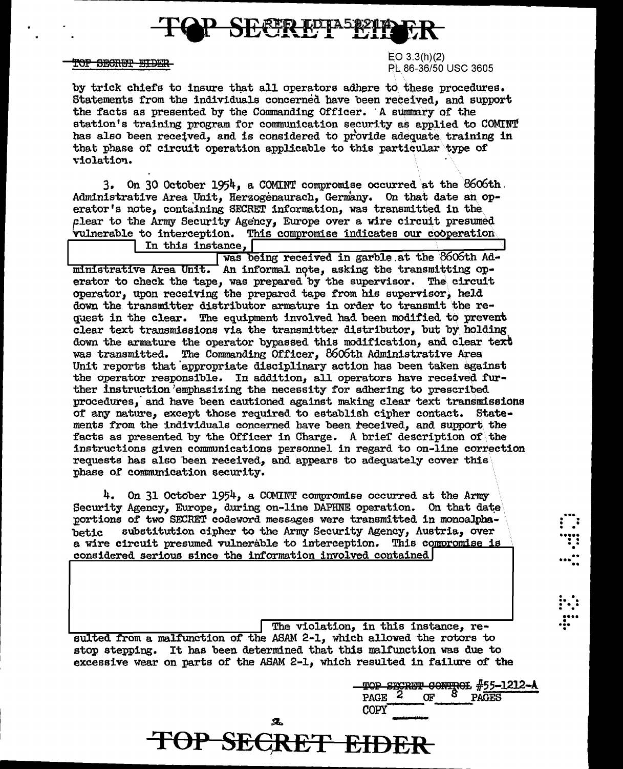by trick chiefs to insure that all operators adhere to these procedures. Statements from the individuals concerned have been received, and support the facts as presented by the Commanding Officer. A summary of the station's training program for communication security as applied to COMINT has also been received, and is considered to provide adequate training in that phase of circuit operation applicable to this particular type of violation.

3. On 30 October 1954, a COMINT compromise occurred at the 8606th Administrative Area Unit, Herzogenaurach, Germany. On that date an operator's note, containing SECRET information, was transmitted in the clear to the Army Security Agency, Europe over a wire circuit presumed vulnerable to interception. This compromise indicates our cooperation [redacted] In this instance, [redacted] was being received in garble at the 8606th Administrative Area Unit. An informal note, asking the transmitting operator to check the tape, was prepared by the supervisor. The circuit operator, upon receiving the prepared tape from his supervisor, held down the transmitter distributor armature in order to transmit the request in the clear. The equipment involved had been modified to prevent clear text transmissions via the transmitter distributor, but by holding down the armature the operator bypassed this modification, and clear text was transmitted. The Commanding Officer, 8606th Administrative Area Unit reports that appropriate disciplinary action has been taken against the operator responsible. In addition, all operators have received further instruction emphasizing the necessity for adhering to prescribed procedures, and have been cautioned against making clear text transmissions of any nature, except those required to establish cipher contact. Statements from the individuals concerned have been received, and support the facts as presented by the Officer in Charge. A brief description of the instructions given communications personnel in regard to on-line correction requests has also been received, and appears to adequately cover this phase of communication security.

4. On 31 October 1954, a COMINT compromise occurred at the Army Security Agency, Europe, during on-line DAPHNE operation. On that date portions of two SECRET codeword messages were transmitted in monoalphabetic substitution cipher to the Army Security Agency, Austria, over a wire circuit presumed vulnerable to interception. This compromise is considered serious since the information involved contained [redacted] The violation, in this instance, resulted from a malfunction of the ASAM 2-1, which allowed the rotors to stop stepping. It has been determined that this malfunction was due to excessive wear on parts of the ASAM 2-1, which resulted in failure of the

TOP SECRET CONTROL #55-1212-A
PAGE 2 OF 8 PAGES
COPY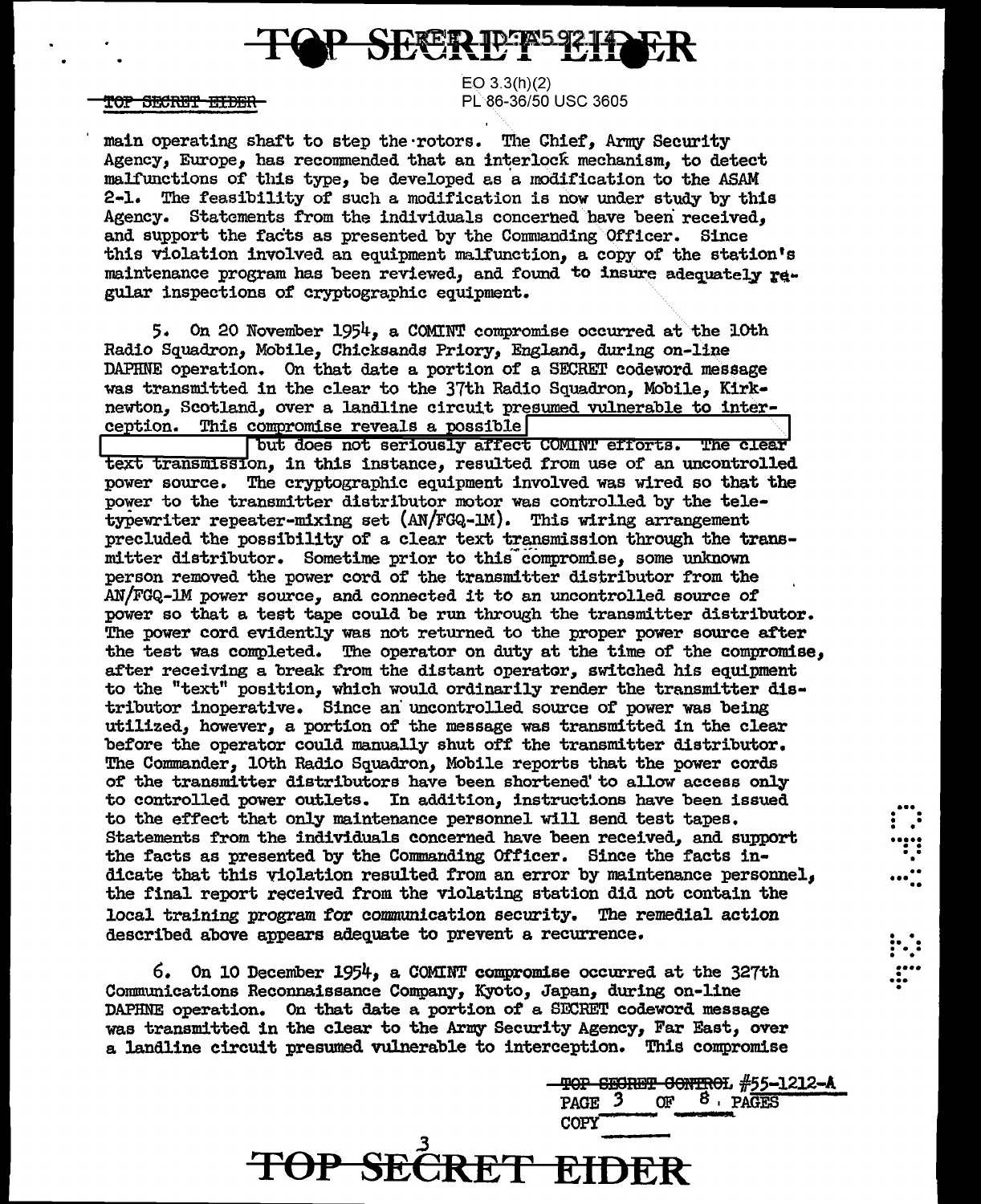EO 3.3(h)(2)
PL 86-36/50 USC 3605

main operating shaft to step the rotors. The Chief, Army Security Agency, Europe, has recommended that an interlock mechanism, to detect malfunctions of this type, be developed as a modification to the ASAM 2-1. The feasibility of such a modification is now under study by this Agency. Statements from the individuals concerned have been received, and support the facts as presented by the Commanding Officer. Since this violation involved an equipment malfunction, a copy of the station's maintenance program has been reviewed, and found to insure adequately regular inspections of cryptographic equipment.

5. On 20 November 1954, a COMINT compromise occurred at the 10th Radio Squadron, Mobile, Chicksands Priory, England, during on-line DAPHNE operation. On that date a portion of a SECRET codeword message was transmitted in the clear to the 37th Radio Squadron, Mobile, Kirknewton, Scotland, over a landline circuit presumed vulnerable to interception. This compromise reveals a possible [REDACTED] but does not seriously affect COMINT efforts. The clear text transmission, in this instance, resulted from use of an uncontrolled power source. The cryptographic equipment involved was wired so that the power to the transmitter distributor motor was controlled by the teletypewriter repeater-mixing set (AN/FGQ-1M). This wiring arrangement precluded the possibility of a clear text transmission through the transmitter distributor. Sometime prior to this compromise, some unknown person removed the power cord of the transmitter distributor from the AN/FGQ-1M power source, and connected it to an uncontrolled source of power so that a test tape could be run through the transmitter distributor. The power cord evidently was not returned to the proper power source after the test was completed. The operator on duty at the time of the compromise, after receiving a break from the distant operator, switched his equipment to the "text" position, which would ordinarily render the transmitter distributor inoperative. Since an uncontrolled source of power was being utilized, however, a portion of the message was transmitted in the clear before the operator could manually shut off the transmitter distributor. The Commander, 10th Radio Squadron, Mobile reports that the power cords of the transmitter distributors have been shortened to allow access only to controlled power outlets. In addition, instructions have been issued to the effect that only maintenance personnel will send test tapes. Statements from the individuals concerned have been received, and support the facts as presented by the Commanding Officer. Since the facts indicate that this violation resulted from an error by maintenance personnel, the final report received from the violating station did not contain the local training program for communication security. The remedial action described above appears adequate to prevent a recurrence.

6. On 10 December 1954, a COMINT compromise occurred at the 327th Communications Reconnaissance Company, Kyoto, Japan, during on-line DAPHNE operation. On that date a portion of a SECRET codeword message was transmitted in the clear to the Army Security Agency, Far East, over a landline circuit presumed vulnerable to interception. This compromise

TOP SECRET CONTROL #55-1212-A
PAGE 3 OF 8 PAGES
COPY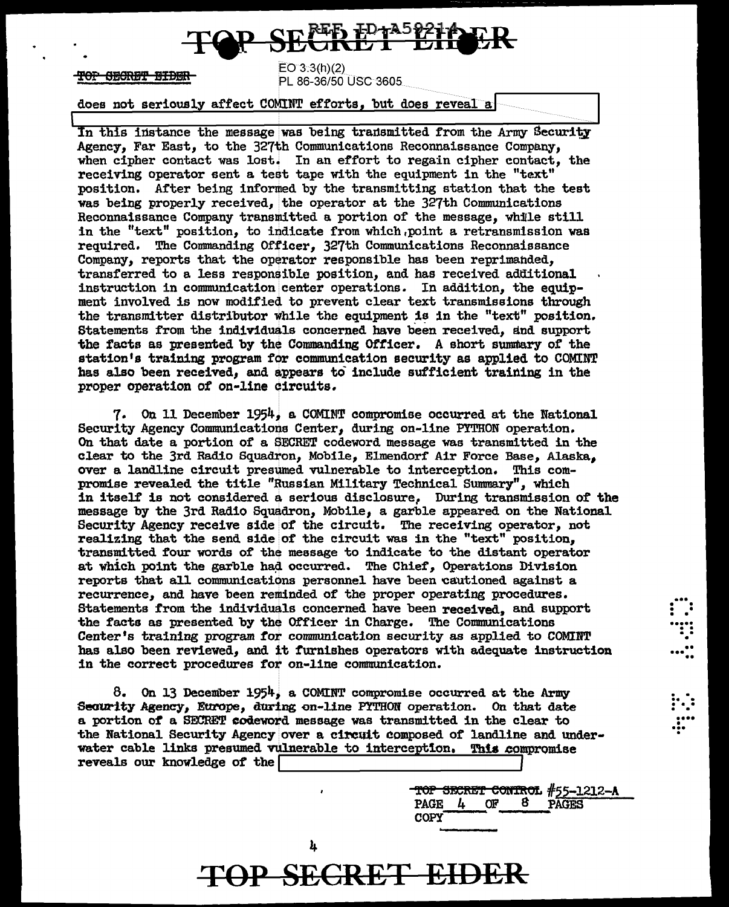does not seriously affect COMINT efforts, but does reveal a [redacted]

In this instance the message was being transmitted from the Army Security Agency, Far East, to the 327th Communications Reconnaissance Company, when cipher contact was lost. In an effort to regain cipher contact, the receiving operator sent a test tape with the equipment in the "text" position. After being informed by the transmitting station that the test was being properly received, the operator at the 327th Communications Reconnaissance Company transmitted a portion of the message, while still in the "text" position, to indicate from which point a retransmission was required. The Commanding Officer, 327th Communications Reconnaissance Company, reports that the operator responsible has been reprimanded, transferred to a less responsible position, and has received additional instruction in communication center operations. In addition, the equipment involved is now modified to prevent clear text transmissions through the transmitter distributor while the equipment is in the "text" position. Statements from the individuals concerned have been received, and support the facts as presented by the Commanding Officer. A short summary of the station's training program for communication security as applied to COMINT has also been received, and appears to include sufficient training in the proper operation of on-line circuits.

7. On 11 December 1954, a COMINT compromise occurred at the National Security Agency Communications Center, during on-line PYTHON operation. On that date a portion of a SECRET codeword message was transmitted in the clear to the 3rd Radio Squadron, Mobile, Elmendorf Air Force Base, Alaska, over a landline circuit presumed vulnerable to interception. This compromise revealed the title "Russian Military Technical Summary", which in itself is not considered a serious disclosure. During transmission of the message by the 3rd Radio Squadron, Mobile, a garble appeared on the National Security Agency receive side of the circuit. The receiving operator, not realizing that the send side of the circuit was in the "text" position, transmitted four words of the message to indicate to the distant operator at which point the garble had occurred. The Chief, Operations Division reports that all communications personnel have been cautioned against a recurrence, and have been reminded of the proper operating procedures. Statements from the individuals concerned have been received, and support the facts as presented by the Officer in Charge. The Communications Center's training program for communication security as applied to COMINT has also been reviewed, and it furnishes operators with adequate instruction in the correct procedures for on-line communication.

8. On 13 December 1954, a COMINT compromise occurred at the Army Security Agency, Europe, during on-line PYTHON operation. On that date a portion of a SECRET codeword message was transmitted in the clear to the National Security Agency over a circuit composed of landline and underwater cable links presumed vulnerable to interception. This compromise reveals our knowledge of the [redacted]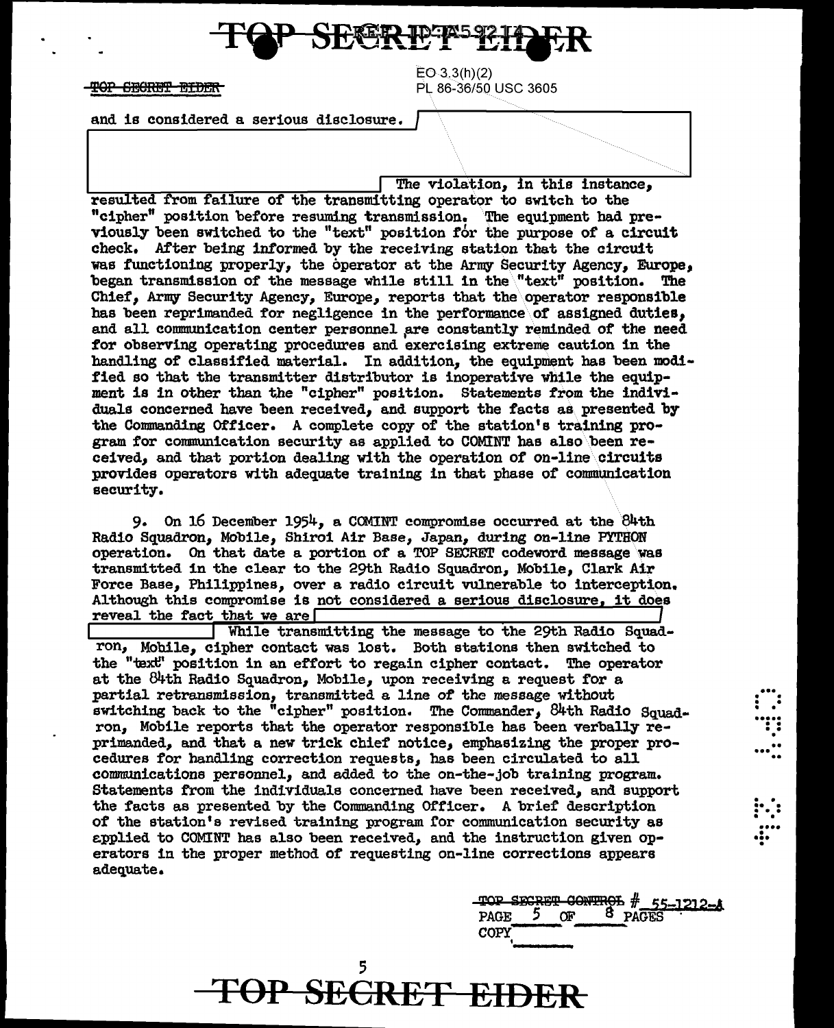EO 3.3(h)(2)
PL 86-36/50 USC 3605

and is considered a serious disclosure. [redacted] The violation, in this instance, resulted from failure of the transmitting operator to switch to the "cipher" position before resuming transmission. The equipment had previously been switched to the "text" position for the purpose of a circuit check. After being informed by the receiving station that the circuit was functioning properly, the operator at the Army Security Agency, Europe, began transmission of the message while still in the "text" position. The Chief, Army Security Agency, Europe, reports that the operator responsible has been reprimanded for negligence in the performance of assigned duties, and all communication center personnel are constantly reminded of the need for observing operating procedures and exercising extreme caution in the handling of classified material. In addition, the equipment has been modified so that the transmitter distributor is inoperative while the equipment is in other than the "cipher" position. Statements from the individuals concerned have been received, and support the facts as presented by the Commanding Officer. A complete copy of the station's training program for communication security as applied to COMINT has also been received, and that portion dealing with the operation of on-line circuits provides operators with adequate training in that phase of communication security.

9. On 16 December 1954, a COMINT compromise occurred at the 84th Radio Squadron, Mobile, Shiroi Air Base, Japan, during on-line PYTHON operation. On that date a portion of a TOP SECRET codeword message was transmitted in the clear to the 29th Radio Squadron, Mobile, Clark Air Force Base, Philippines, over a radio circuit vulnerable to interception. Although this compromise is not considered a serious disclosure, it does reveal the fact that we are [redacted] While transmitting the message to the 29th Radio Squadron, Mobile, cipher contact was lost. Both stations then switched to the "text" position in an effort to regain cipher contact. The operator at the 84th Radio Squadron, Mobile, upon receiving a request for a partial retransmission, transmitted a line of the message without switching back to the "cipher" position. The Commander, 84th Radio Squadron, Mobile reports that the operator responsible has been verbally reprimanded, and that a new trick chief notice, emphasizing the proper procedures for handling correction requests, has been circulated to all communications personnel, and added to the on-the-job training program. Statements from the individuals concerned have been received, and support the facts as presented by the Commanding Officer. A brief description of the station's revised training program for communication security as applied to COMINT has also been received, and the instruction given operators in the proper method of requesting on-line corrections appears adequate.

TOP SECRET CONTROL # 55-1212-A
PAGE 5 OF 8 PAGES
COPY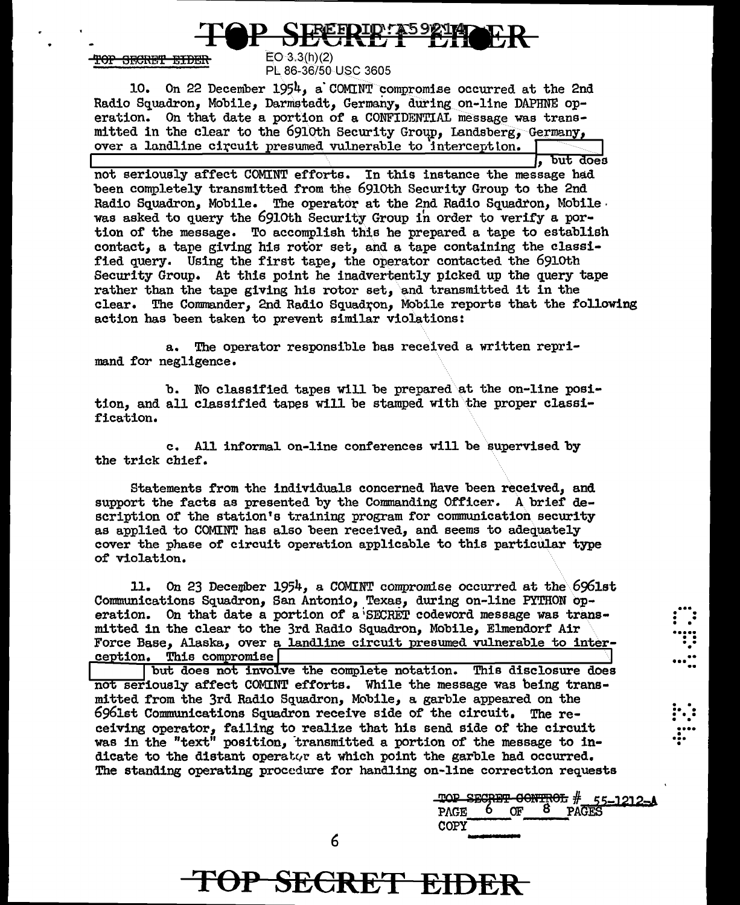10. On 22 December 1954, a COMINT compromise occurred at the 2nd Radio Squadron, Mobile, Darmstadt, Germany, during on-line DAPHNE operation. On that date a portion of a CONFIDENTIAL message was transmitted in the clear to the 6910th Security Group, Landsberg, Germany, over a landline circuit presumed vulnerable to interception. [REDACTED], but does not seriously affect COMINT efforts. In this instance the message had been completely transmitted from the 6910th Security Group to the 2nd Radio Squadron, Mobile. The operator at the 2nd Radio Squadron, Mobile was asked to query the 6910th Security Group in order to verify a portion of the message. To accomplish this he prepared a tape to establish contact, a tape giving his rotor set, and a tape containing the classified query. Using the first tape, the operator contacted the 6910th Security Group. At this point he inadvertently picked up the query tape rather than the tape giving his rotor set, and transmitted it in the clear. The Commander, 2nd Radio Squadron, Mobile reports that the following action has been taken to prevent similar violations:

a. The operator responsible has received a written reprimand for negligence.

b. No classified tapes will be prepared at the on-line position, and all classified tapes will be stamped with the proper classification.

c. All informal on-line conferences will be supervised by the trick chief.

Statements from the individuals concerned have been received, and support the facts as presented by the Commanding Officer. A brief description of the station's training program for communication security as applied to COMINT has also been received, and seems to adequately cover the phase of circuit operation applicable to this particular type of violation.

11. On 23 December 1954, a COMINT compromise occurred at the 6961st Communications Squadron, San Antonio, Texas, during on-line PYTHON operation. On that date a portion of a SECRET codeword message was transmitted in the clear to the 3rd Radio Squadron, Mobile, Elmendorf Air Force Base, Alaska, over a landline circuit presumed vulnerable to interception. This compromise [REDACTED] but does not involve the complete notation. This disclosure does not seriously affect COMINT efforts. While the message was being transmitted from the 3rd Radio Squadron, Mobile, a garble appeared on the 6961st Communications Squadron receive side of the circuit. The receiving operator, failing to realize that his send side of the circuit was in the "text" position, transmitted a portion of the message to indicate to the distant operator at which point the garble had occurred. The standing operating procedure for handling on-line correction requests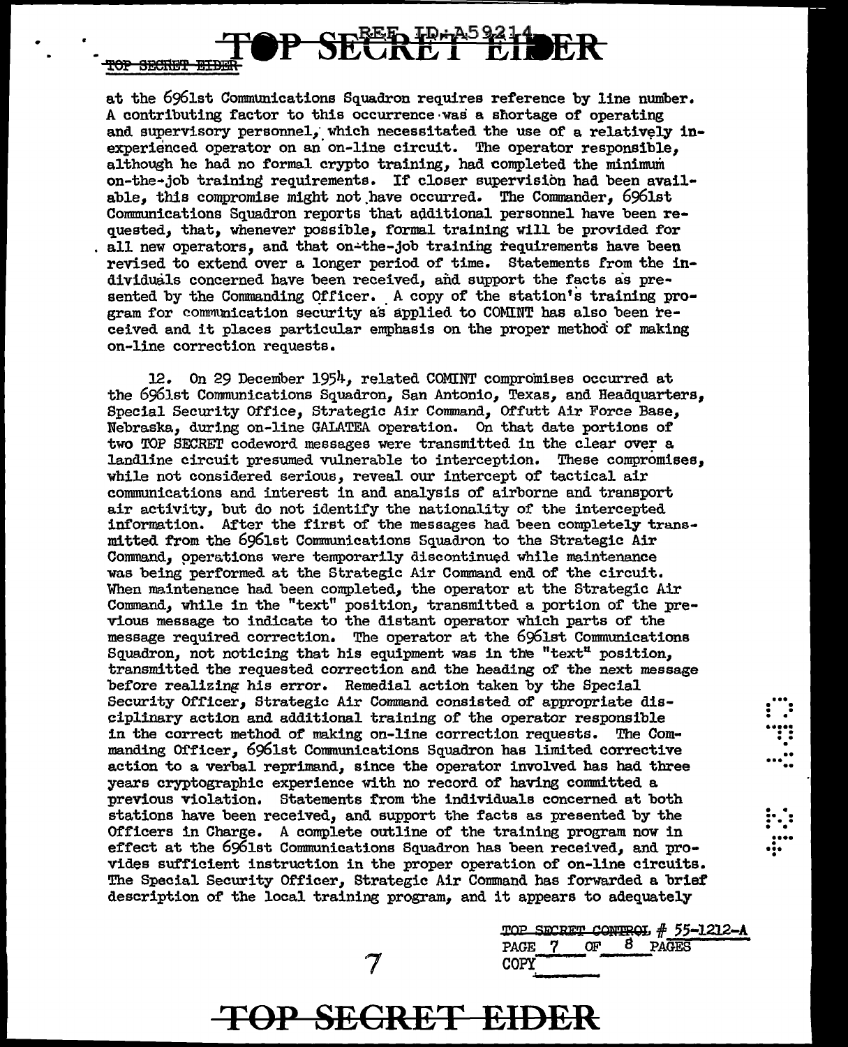at the 6961st Communications Squadron requires reference by line number. A contributing factor to this occurrence was a shortage of operating and supervisory personnel, which necessitated the use of a relatively inexperienced operator on an on-line circuit. The operator responsible, although he had no formal crypto training, had completed the minimum on-the-job training requirements. If closer supervision had been available, this compromise might not have occurred. The Commander, 6961st Communications Squadron reports that additional personnel have been requested, that, whenever possible, formal training will be provided for all new operators, and that on-the-job training requirements have been revised to extend over a longer period of time. Statements from the individuals concerned have been received, and support the facts as presented by the Commanding Officer. A copy of the station's training program for communication security as applied to COMINT has also been received and it places particular emphasis on the proper method of making on-line correction requests.

12. On 29 December 1954, related COMINT compromises occurred at the 6961st Communications Squadron, San Antonio, Texas, and Headquarters, Special Security Office, Strategic Air Command, Offutt Air Force Base, Nebraska, during on-line GALATEA operation. On that date portions of two TOP SECRET codeword messages were transmitted in the clear over a landline circuit presumed vulnerable to interception. These compromises, while not considered serious, reveal our intercept of tactical air communications and interest in and analysis of airborne and transport air activity, but do not identify the nationality of the intercepted information. After the first of the messages had been completely transmitted from the 6961st Communications Squadron to the Strategic Air Command, operations were temporarily discontinued while maintenance was being performed at the Strategic Air Command end of the circuit. When maintenance had been completed, the operator at the Strategic Air Command, while in the "text" position, transmitted a portion of the previous message to indicate to the distant operator which parts of the message required correction. The operator at the 6961st Communications Squadron, not noticing that his equipment was in the "text" position, transmitted the requested correction and the heading of the next message before realizing his error. Remedial action taken by the Special Security Officer, Strategic Air Command consisted of appropriate disciplinary action and additional training of the operator responsible in the correct method of making on-line correction requests. The Commanding Officer, 6961st Communications Squadron has limited corrective action to a verbal reprimand, since the operator involved has had three years cryptographic experience with no record of having committed a previous violation. Statements from the individuals concerned at both stations have been received, and support the facts as presented by the Officers in Charge. A complete outline of the training program now in effect at the 6961st Communications Squadron has been received, and provides sufficient instruction in the proper operation of on-line circuits. The Special Security Officer, Strategic Air Command has forwarded a brief description of the local training program, and it appears to adequately

TOP SECRET CONTROL # 55-1212-A
COPY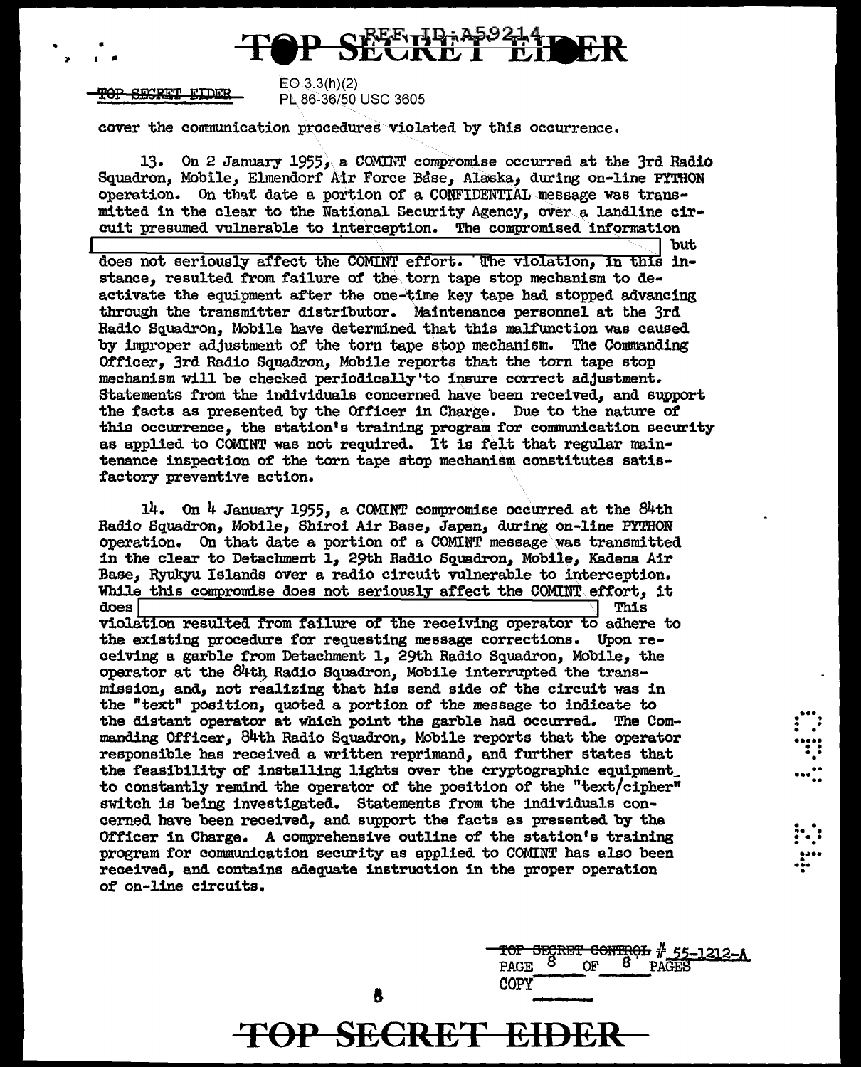cover the communication procedures violated by this occurrence.

13. On 2 January 1955, a COMINT compromise occurred at the 3rd Radio Squadron, Mobile, Elmendorf Air Force Base, Alaska, during on-line PYTHON operation. On that date a portion of a CONFIDENTIAL message was transmitted in the clear to the National Security Agency, over a landline circuit presumed vulnerable to interception. The compromised information [redacted] but does not seriously affect the COMINT effort. The violation, in this instance, resulted from failure of the torn tape stop mechanism to deactivate the equipment after the one-time key tape had stopped advancing through the transmitter distributor. Maintenance personnel at the 3rd Radio Squadron, Mobile have determined that this malfunction was caused by improper adjustment of the torn tape stop mechanism. The Commanding Officer, 3rd Radio Squadron, Mobile reports that the torn tape stop mechanism will be checked periodically to insure correct adjustment. Statements from the individuals concerned have been received, and support the facts as presented by the Officer in Charge. Due to the nature of this occurrence, the station's training program for communication security as applied to COMINT was not required. It is felt that regular maintenance inspection of the torn tape stop mechanism constitutes satisfactory preventive action.

14. On 4 January 1955, a COMINT compromise occurred at the 84th Radio Squadron, Mobile, Shiroi Air Base, Japan, during on-line PYTHON operation. On that date a portion of a COMINT message was transmitted in the clear to Detachment 1, 29th Radio Squadron, Mobile, Kadena Air Base, Ryukyu Islands over a radio circuit vulnerable to interception. While this compromise does not seriously affect the COMINT effort, it does [redacted] This violation resulted from failure of the receiving operator to adhere to the existing procedure for requesting message corrections. Upon receiving a garble from Detachment 1, 29th Radio Squadron, Mobile, the operator at the 84th Radio Squadron, Mobile interrupted the transmission, and, not realizing that his send side of the circuit was in the "text" position, quoted a portion of the message to indicate to the distant operator at which point the garble had occurred. The Commanding Officer, 84th Radio Squadron, Mobile reports that the operator responsible has received a written reprimand, and further states that the feasibility of installing lights over the cryptographic equipment to constantly remind the operator of the position of the "text/cipher" switch is being investigated. Statements from the individuals concerned have been received, and support the facts as presented by the Officer in Charge. A comprehensive outline of the station's training program for communication security as applied to COMINT has also been received, and contains adequate instruction in the proper operation of on-line circuits.

TOP SECRET CONTROL # 55-1212-A
PAGE 8 OF 8 PAGES
COPY

TOP SECRET EIDER